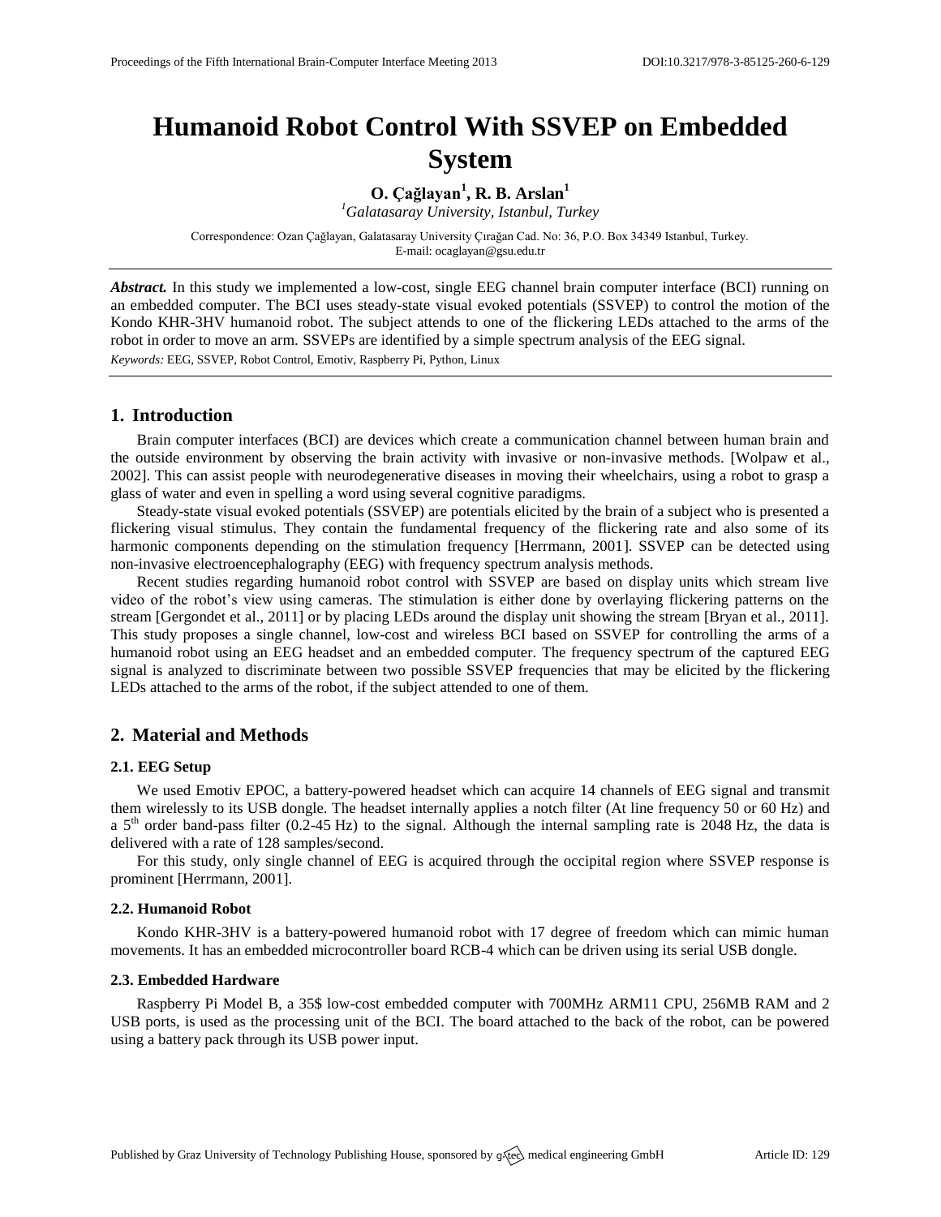# Humanoid Robot Control With SSVEP on Embedded System

**O. Çağlayan[1], R. B. Arslan[1]**

[1]*Galatasaray University, Istanbul, Turkey*

Correspondence: Ozan Çağlayan, Galatasaray University Çırağan Cad. No: 36, P.O. Box 34349 Istanbul, Turkey.
E-mail: ocaglayan@gsu.edu.tr

***Abstract.*** In this study we implemented a low-cost, single EEG channel brain computer interface (BCI) running on an embedded computer. The BCI uses steady-state visual evoked potentials (SSVEP) to control the motion of the Kondo KHR-3HV humanoid robot. The subject attends to one of the flickering LEDs attached to the arms of the robot in order to move an arm. SSVEPs are identified by a simple spectrum analysis of the EEG signal.

*Keywords:* EEG, SSVEP, Robot Control, Emotiv, Raspberry Pi, Python, Linux

## 1. Introduction

Brain computer interfaces (BCI) are devices which create a communication channel between human brain and the outside environment by observing the brain activity with invasive or non-invasive methods. [Wolpaw et al., 2002]. This can assist people with neurodegenerative diseases in moving their wheelchairs, using a robot to grasp a glass of water and even in spelling a word using several cognitive paradigms.

Steady-state visual evoked potentials (SSVEP) are potentials elicited by the brain of a subject who is presented a flickering visual stimulus. They contain the fundamental frequency of the flickering rate and also some of its harmonic components depending on the stimulation frequency [Herrmann, 2001]. SSVEP can be detected using non-invasive electroencephalography (EEG) with frequency spectrum analysis methods.

Recent studies regarding humanoid robot control with SSVEP are based on display units which stream live video of the robot's view using cameras. The stimulation is either done by overlaying flickering patterns on the stream [Gergondet et al., 2011] or by placing LEDs around the display unit showing the stream [Bryan et al., 2011]. This study proposes a single channel, low-cost and wireless BCI based on SSVEP for controlling the arms of a humanoid robot using an EEG headset and an embedded computer. The frequency spectrum of the captured EEG signal is analyzed to discriminate between two possible SSVEP frequencies that may be elicited by the flickering LEDs attached to the arms of the robot, if the subject attended to one of them.

## 2. Material and Methods

### 2.1. EEG Setup

We used Emotiv EPOC, a battery-powered headset which can acquire 14 channels of EEG signal and transmit them wirelessly to its USB dongle. The headset internally applies a notch filter (At line frequency 50 or 60 Hz) and a $5^{th}$ order band-pass filter (0.2-45 Hz) to the signal. Although the internal sampling rate is 2048 Hz, the data is delivered with a rate of 128 samples/second.

For this study, only single channel of EEG is acquired through the occipital region where SSVEP response is prominent [Herrmann, 2001].

### 2.2. Humanoid Robot

Kondo KHR-3HV is a battery-powered humanoid robot with 17 degree of freedom which can mimic human movements. It has an embedded microcontroller board RCB-4 which can be driven using its serial USB dongle.

### 2.3. Embedded Hardware

Raspberry Pi Model B, a 35$ low-cost embedded computer with 700MHz ARM11 CPU, 256MB RAM and 2 USB ports, is used as the processing unit of the BCI. The board attached to the back of the robot, can be powered using a battery pack through its USB power input.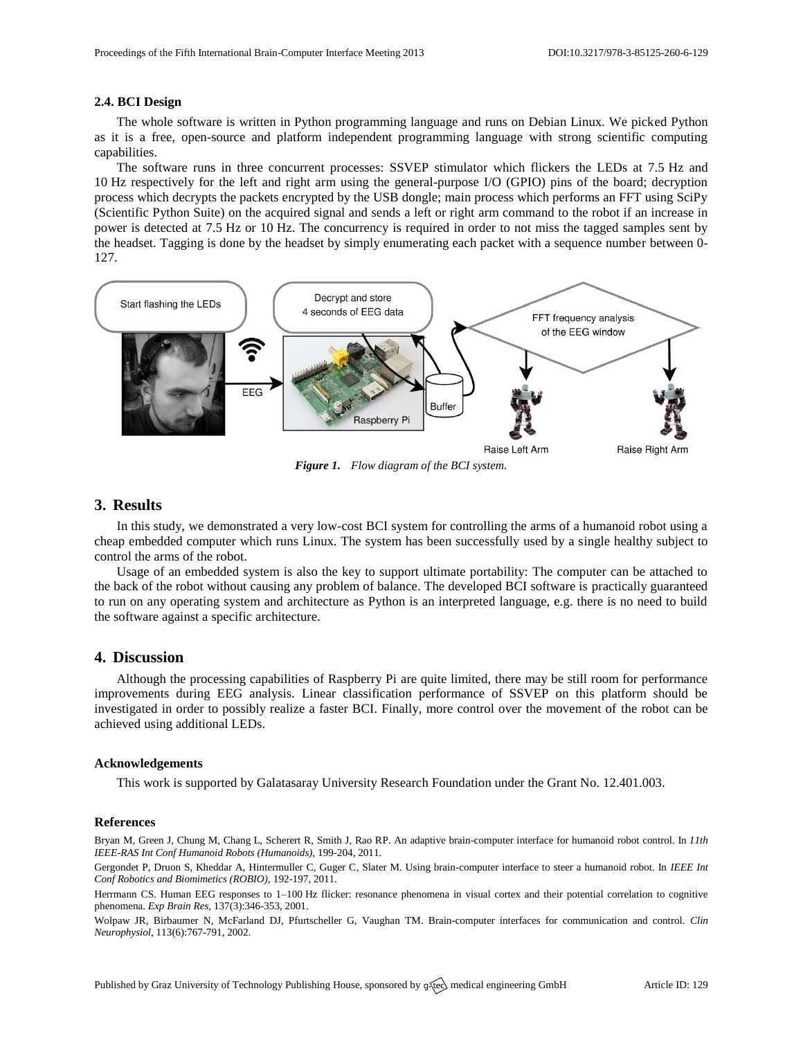### 2.4. BCI Design

The whole software is written in Python programming language and runs on Debian Linux. We picked Python as it is a free, open-source and platform independent programming language with strong scientific computing capabilities.

The software runs in three concurrent processes: SSVEP stimulator which flickers the LEDs at 7.5 Hz and 10 Hz respectively for the left and right arm using the general-purpose I/O (GPIO) pins of the board; decryption process which decrypts the packets encrypted by the USB dongle; main process which performs an FFT using SciPy (Scientific Python Suite) on the acquired signal and sends a left or right arm command to the robot if an increase in power is detected at 7.5 Hz or 10 Hz. The concurrency is required in order to not miss the tagged samples sent by the headset. Tagging is done by the headset by simply enumerating each packet with a sequence number between 0-127.

Start flashing the LEDs

Decrypt and store 4 seconds of EEG data

FFT frequency analysis of the EEG window

EEG

Buffer

Raspberry Pi

Raise Left Arm

Raise Right Arm

***Figure 1.*** *Flow diagram of the BCI system.*

## 3. Results

In this study, we demonstrated a very low-cost BCI system for controlling the arms of a humanoid robot using a cheap embedded computer which runs Linux. The system has been successfully used by a single healthy subject to control the arms of the robot.

Usage of an embedded system is also the key to support ultimate portability: The computer can be attached to the back of the robot without causing any problem of balance. The developed BCI software is practically guaranteed to run on any operating system and architecture as Python is an interpreted language, e.g. there is no need to build the software against a specific architecture.

## 4. Discussion

Although the processing capabilities of Raspberry Pi are quite limited, there may be still room for performance improvements during EEG analysis. Linear classification performance of SSVEP on this platform should be investigated in order to possibly realize a faster BCI. Finally, more control over the movement of the robot can be achieved using additional LEDs.

### Acknowledgements

This work is supported by Galatasaray University Research Foundation under the Grant No. 12.401.003.

### References

Bryan M, Green J, Chung M, Chang L, Scherert R, Smith J, Rao RP. An adaptive brain-computer interface for humanoid robot control. In *11th IEEE-RAS Int Conf Humanoid Robots (Humanoids)*, 199-204, 2011.

Gergondet P, Druon S, Kheddar A, Hintermuller C, Guger C, Slater M. Using brain-computer interface to steer a humanoid robot. In *IEEE Int Conf Robotics and Biomimetics (ROBIO)*, 192-197, 2011.

Herrmann CS. Human EEG responses to 1–100 Hz flicker: resonance phenomena in visual cortex and their potential correlation to cognitive phenomena. *Exp Brain Res*, 137(3):346-353, 2001.

Wolpaw JR, Birbaumer N, McFarland DJ, Pfurtscheller G, Vaughan TM. Brain-computer interfaces for communication and control. *Clin Neurophysiol*, 113(6):767-791, 2002.